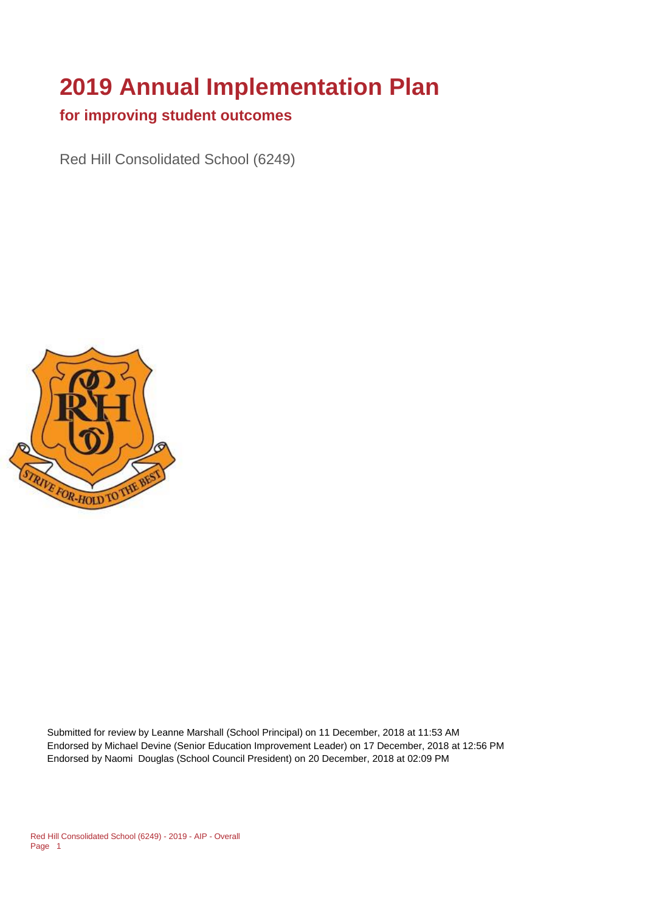# 2019 Annual Implementation Plan

## for improving student outcomes

Red Hill Consolidated School (6249)

Submitted for review by Leanne Marshall (School Principal) on 11 December, 2018 at 11:53 AM
Endorsed by Michael Devine (Senior Education Improvement Leader) on 17 December, 2018 at 12:56 PM
Endorsed by Naomi Douglas (School Council President) on 20 December, 2018 at 02:09 PM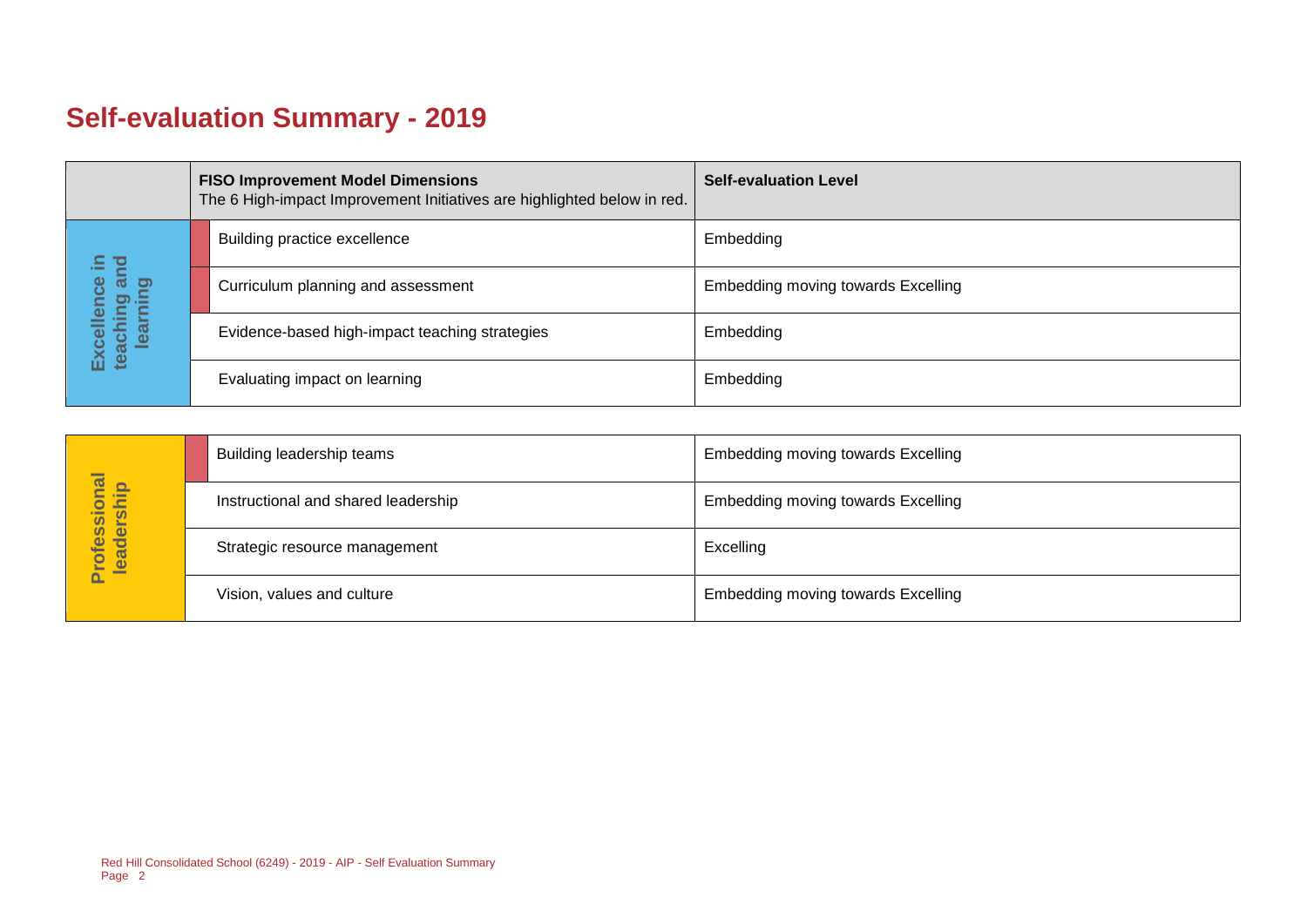# Self-evaluation Summary - 2019

| | FISO Improvement Model Dimensions<br>The 6 High-impact Improvement Initiatives are highlighted below in red. | Self-evaluation Level |
|---|---|---|
| Excellence in teaching and learning | Building practice excellence | Embedding |
| | Curriculum planning and assessment | Embedding moving towards Excelling |
| | Evidence-based high-impact teaching strategies | Embedding |
| | Evaluating impact on learning | Embedding |
| Professional leadership | Building leadership teams | Embedding moving towards Excelling |
| | Instructional and shared leadership | Embedding moving towards Excelling |
| | Strategic resource management | Excelling |
| | Vision, values and culture | Embedding moving towards Excelling |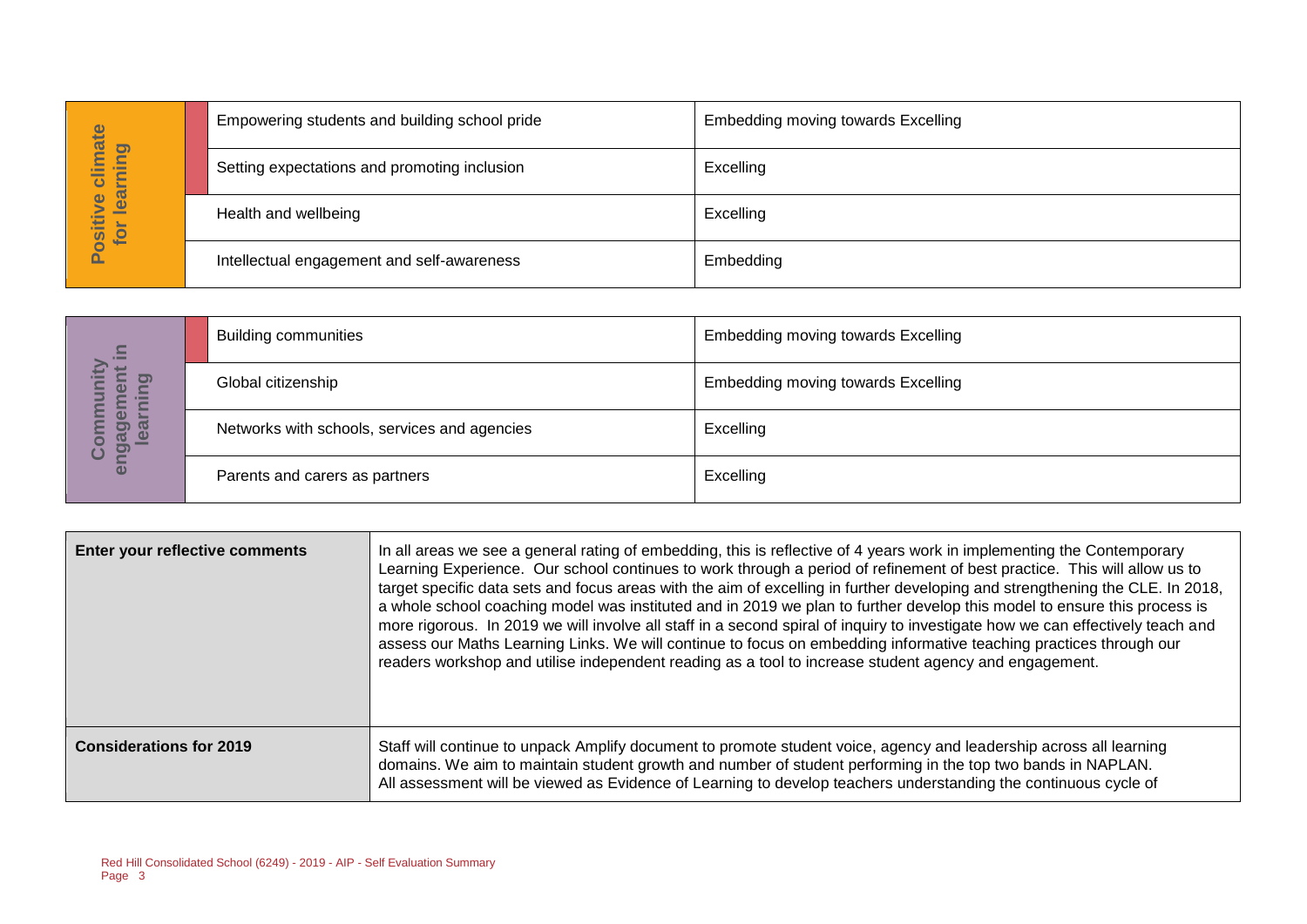| Positive climate for learning | | |
|---|---|---|
| | Empowering students and building school pride | Embedding moving towards Excelling |
| | Setting expectations and promoting inclusion | Excelling |
| | Health and wellbeing | Excelling |
| | Intellectual engagement and self-awareness | Embedding |

| Community engagement in learning | | |
|---|---|---|
| | Building communities | Embedding moving towards Excelling |
| | Global citizenship | Embedding moving towards Excelling |
| | Networks with schools, services and agencies | Excelling |
| | Parents and carers as partners | Excelling |

| | |
|---|---|
| **Enter your reflective comments** | In all areas we see a general rating of embedding, this is reflective of 4 years work in implementing the Contemporary Learning Experience. Our school continues to work through a period of refinement of best practice. This will allow us to target specific data sets and focus areas with the aim of excelling in further developing and strengthening the CLE. In 2018, a whole school coaching model was instituted and in 2019 we plan to further develop this model to ensure this process is more rigorous. In 2019 we will involve all staff in a second spiral of inquiry to investigate how we can effectively teach and assess our Maths Learning Links. We will continue to focus on embedding informative teaching practices through our readers workshop and utilise independent reading as a tool to increase student agency and engagement. |
| **Considerations for 2019** | Staff will continue to unpack Amplify document to promote student voice, agency and leadership across all learning domains. We aim to maintain student growth and number of student performing in the top two bands in NAPLAN. All assessment will be viewed as Evidence of Learning to develop teachers understanding the continuous cycle of |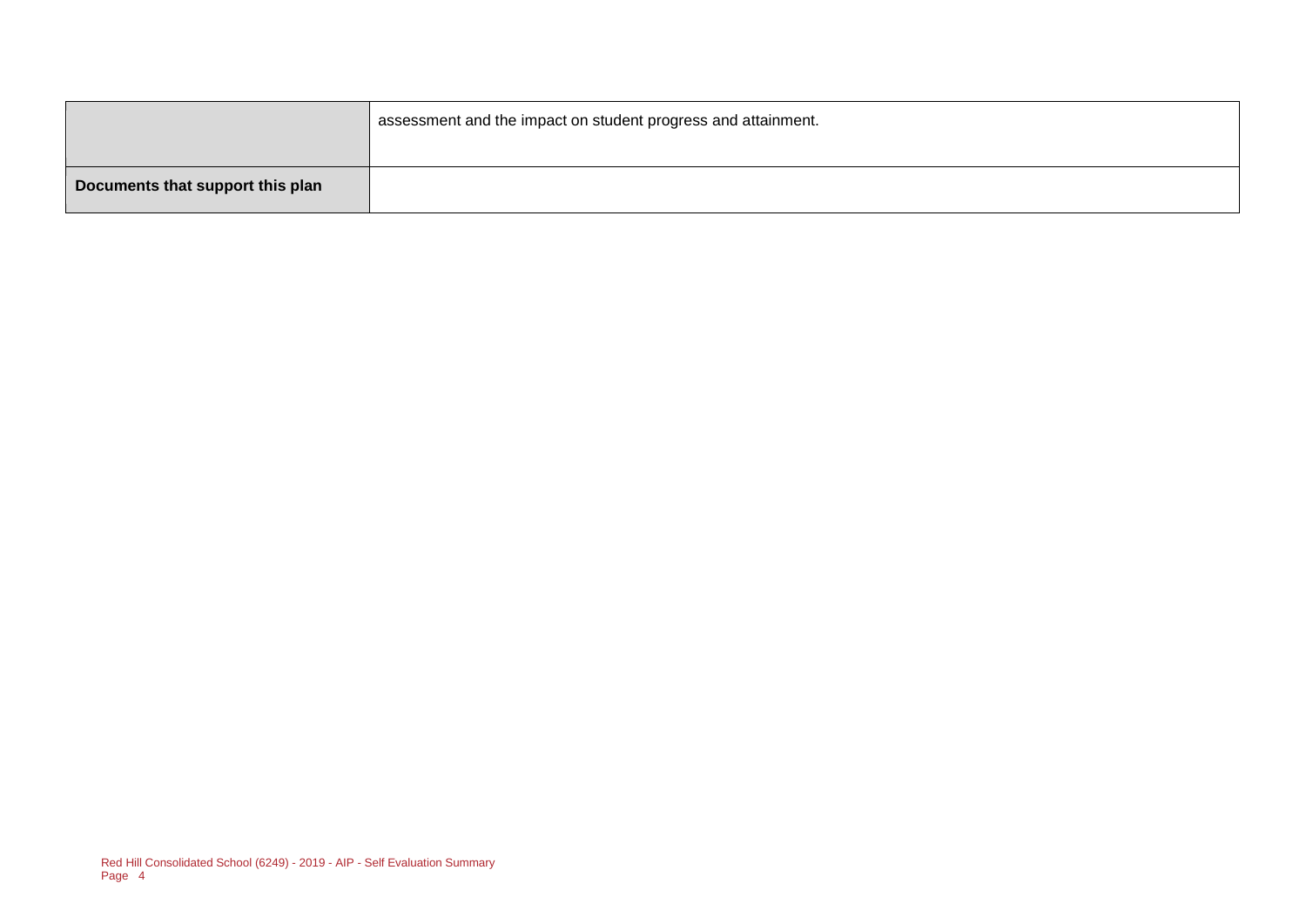|  |  |
| --- | --- |
|  | assessment and the impact on student progress and attainment. |
| **Documents that support this plan** |  |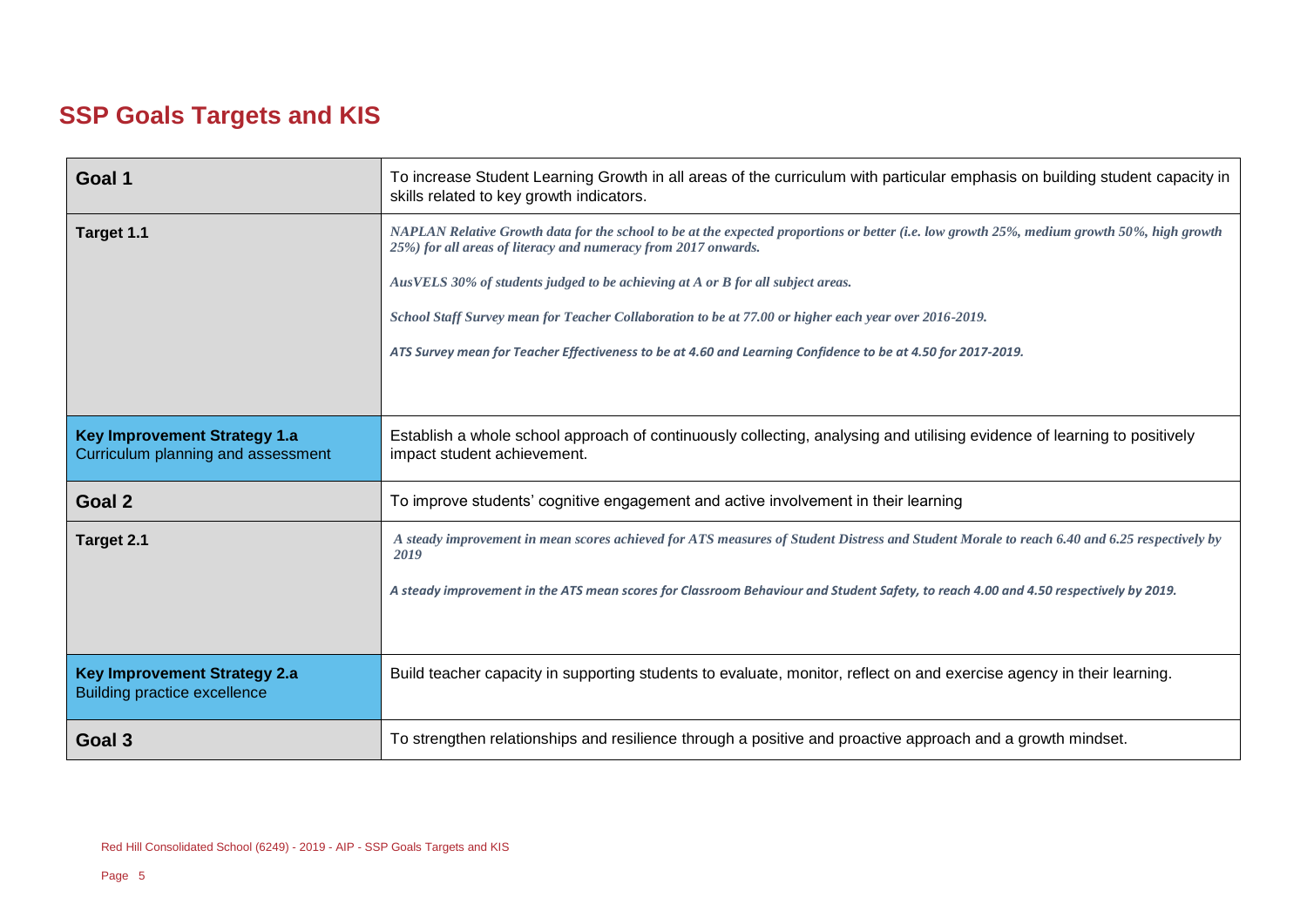## SSP Goals Targets and KIS

| | |
|---|---|
| **Goal 1** | To increase Student Learning Growth in all areas of the curriculum with particular emphasis on building student capacity in skills related to key growth indicators. |
| **Target 1.1** | *NAPLAN Relative Growth data for the school to be at the expected proportions or better (i.e. low growth 25%, medium growth 50%, high growth 25%) for all areas of literacy and numeracy from 2017 onwards.*<br><br>*AusVELS 30% of students judged to be achieving at A or B for all subject areas.*<br><br>*School Staff Survey mean for Teacher Collaboration to be at 77.00 or higher each year over 2016-2019.*<br><br>*ATS Survey mean for Teacher Effectiveness to be at 4.60 and Learning Confidence to be at 4.50 for 2017-2019.* |
| **Key Improvement Strategy 1.a**<br>Curriculum planning and assessment | Establish a whole school approach of continuously collecting, analysing and utilising evidence of learning to positively impact student achievement. |
| **Goal 2** | To improve students' cognitive engagement and active involvement in their learning |
| **Target 2.1** | *A steady improvement in mean scores achieved for ATS measures of Student Distress and Student Morale to reach 6.40 and 6.25 respectively by 2019*<br><br>*A steady improvement in the ATS mean scores for Classroom Behaviour and Student Safety, to reach 4.00 and 4.50 respectively by 2019.* |
| **Key Improvement Strategy 2.a**<br>Building practice excellence | Build teacher capacity in supporting students to evaluate, monitor, reflect on and exercise agency in their learning. |
| **Goal 3** | To strengthen relationships and resilience through a positive and proactive approach and a growth mindset. |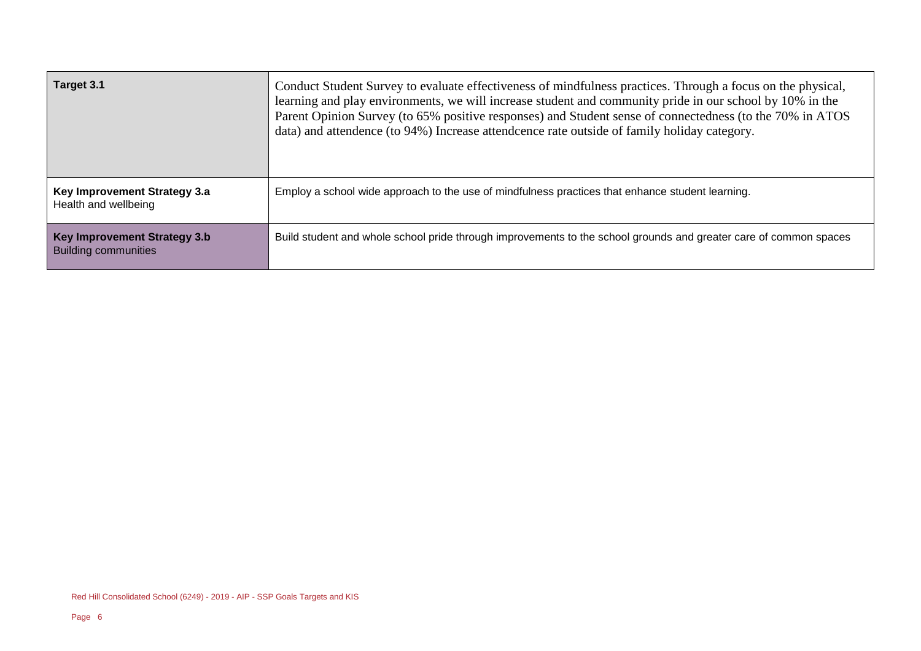| **Target 3.1** | Conduct Student Survey to evaluate effectiveness of mindfulness practices. Through a focus on the physical, learning and play environments, we will increase student and community pride in our school by 10% in the Parent Opinion Survey (to 65% positive responses) and Student sense of connectedness (to the 70% in ATOS data) and attendence (to 94%) Increase attendcence rate outside of family holiday category. |
|---|---|
| **Key Improvement Strategy 3.a**<br>Health and wellbeing | Employ a school wide approach to the use of mindfulness practices that enhance student learning. |
| **Key Improvement Strategy 3.b**<br>Building communities | Build student and whole school pride through improvements to the school grounds and greater care of common spaces |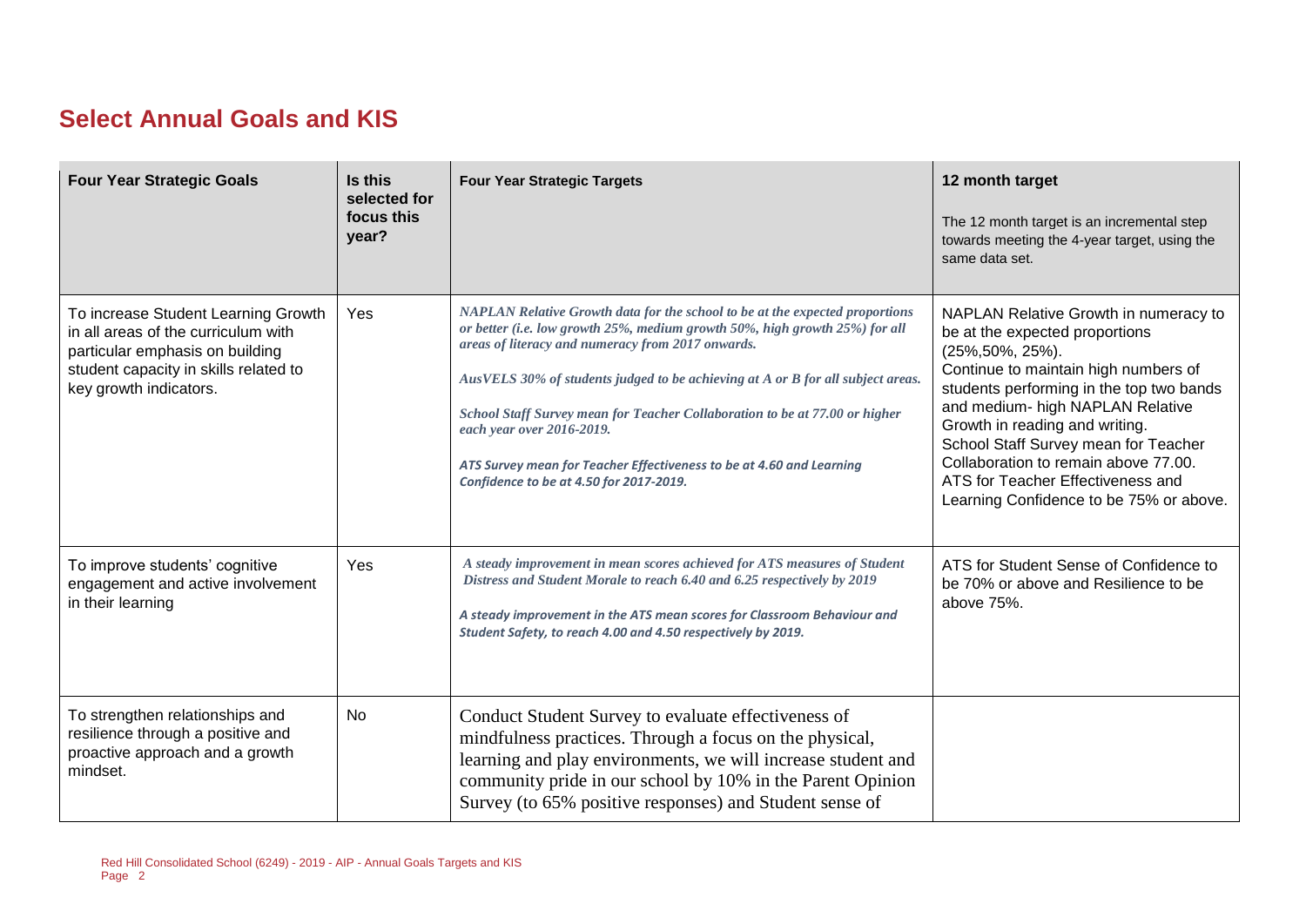## Select Annual Goals and KIS

| Four Year Strategic Goals | Is this selected for focus this year? | Four Year Strategic Targets | 12 month target<br>The 12 month target is an incremental step towards meeting the 4-year target, using the same data set. |
|---|---|---|---|
| To increase Student Learning Growth in all areas of the curriculum with particular emphasis on building student capacity in skills related to key growth indicators. | Yes | *NAPLAN Relative Growth data for the school to be at the expected proportions or better (i.e. low growth 25%, medium growth 50%, high growth 25%) for all areas of literacy and numeracy from 2017 onwards.*<br>*AusVELS 30% of students judged to be achieving at A or B for all subject areas.*<br>*School Staff Survey mean for Teacher Collaboration to be at 77.00 or higher each year over 2016-2019.*<br>*ATS Survey mean for Teacher Effectiveness to be at 4.60 and Learning Confidence to be at 4.50 for 2017-2019.* | NAPLAN Relative Growth in numeracy to be at the expected proportions (25%,50%, 25%).<br>Continue to maintain high numbers of students performing in the top two bands and medium- high NAPLAN Relative Growth in reading and writing.<br>School Staff Survey mean for Teacher Collaboration to remain above 77.00.<br>ATS for Teacher Effectiveness and Learning Confidence to be 75% or above. |
| To improve students' cognitive engagement and active involvement in their learning | Yes | *A steady improvement in mean scores achieved for ATS measures of Student Distress and Student Morale to reach 6.40 and 6.25 respectively by 2019*<br>*A steady improvement in the ATS mean scores for Classroom Behaviour and Student Safety, to reach 4.00 and 4.50 respectively by 2019.* | ATS for Student Sense of Confidence to be 70% or above and Resilience to be above 75%. |
| To strengthen relationships and resilience through a positive and proactive approach and a growth mindset. | No | Conduct Student Survey to evaluate effectiveness of mindfulness practices. Through a focus on the physical, learning and play environments, we will increase student and community pride in our school by 10% in the Parent Opinion Survey (to 65% positive responses) and Student sense of | |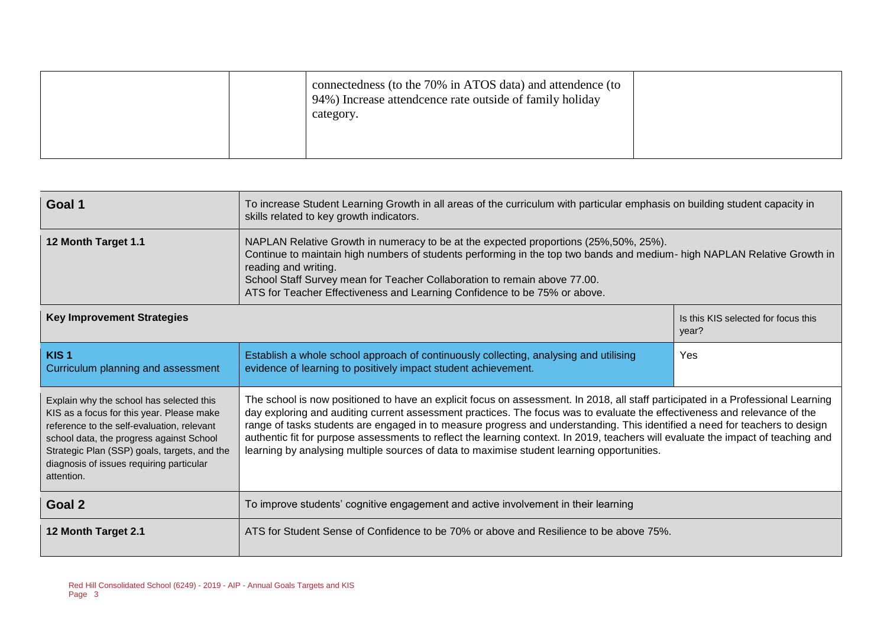|  |  | connectedness (to the 70% in ATOS data) and attendence (to 94%) Increase attendcence rate outside of family holiday category. |  |
|---|---|---|---|

| **Goal 1** | To increase Student Learning Growth in all areas of the curriculum with particular emphasis on building student capacity in skills related to key growth indicators. | |
|---|---|---|
| **12 Month Target 1.1** | NAPLAN Relative Growth in numeracy to be at the expected proportions (25%,50%, 25%).<br>Continue to maintain high numbers of students performing in the top two bands and medium- high NAPLAN Relative Growth in reading and writing.<br>School Staff Survey mean for Teacher Collaboration to remain above 77.00.<br>ATS for Teacher Effectiveness and Learning Confidence to be 75% or above. | |
| **Key Improvement Strategies** | | Is this KIS selected for focus this year? |
| **KIS 1**<br>Curriculum planning and assessment | Establish a whole school approach of continuously collecting, analysing and utilising evidence of learning to positively impact student achievement. | Yes |
| Explain why the school has selected this KIS as a focus for this year. Please make reference to the self-evaluation, relevant school data, the progress against School Strategic Plan (SSP) goals, targets, and the diagnosis of issues requiring particular attention. | The school is now positioned to have an explicit focus on assessment. In 2018, all staff participated in a Professional Learning day exploring and auditing current assessment practices. The focus was to evaluate the effectiveness and relevance of the range of tasks students are engaged in to measure progress and understanding. This identified a need for teachers to design authentic fit for purpose assessments to reflect the learning context. In 2019, teachers will evaluate the impact of teaching and learning by analysing multiple sources of data to maximise student learning opportunities. | |
| **Goal 2** | To improve students' cognitive engagement and active involvement in their learning | |
| **12 Month Target 2.1** | ATS for Student Sense of Confidence to be 70% or above and Resilience to be above 75%. | |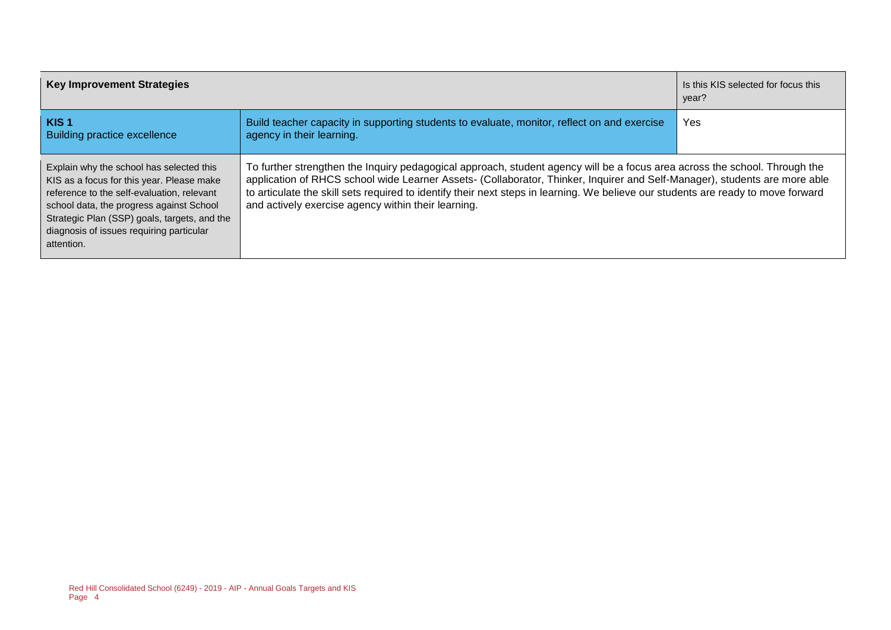| Key Improvement Strategies | | Is this KIS selected for focus this year? |
|---|---|---|
| **KIS 1** Building practice excellence | Build teacher capacity in supporting students to evaluate, monitor, reflect on and exercise agency in their learning. | Yes |
| Explain why the school has selected this KIS as a focus for this year. Please make reference to the self-evaluation, relevant school data, the progress against School Strategic Plan (SSP) goals, targets, and the diagnosis of issues requiring particular attention. | To further strengthen the Inquiry pedagogical approach, student agency will be a focus area across the school. Through the application of RHCS school wide Learner Assets- (Collaborator, Thinker, Inquirer and Self-Manager), students are more able to articulate the skill sets required to identify their next steps in learning. We believe our students are ready to move forward and actively exercise agency within their learning. | |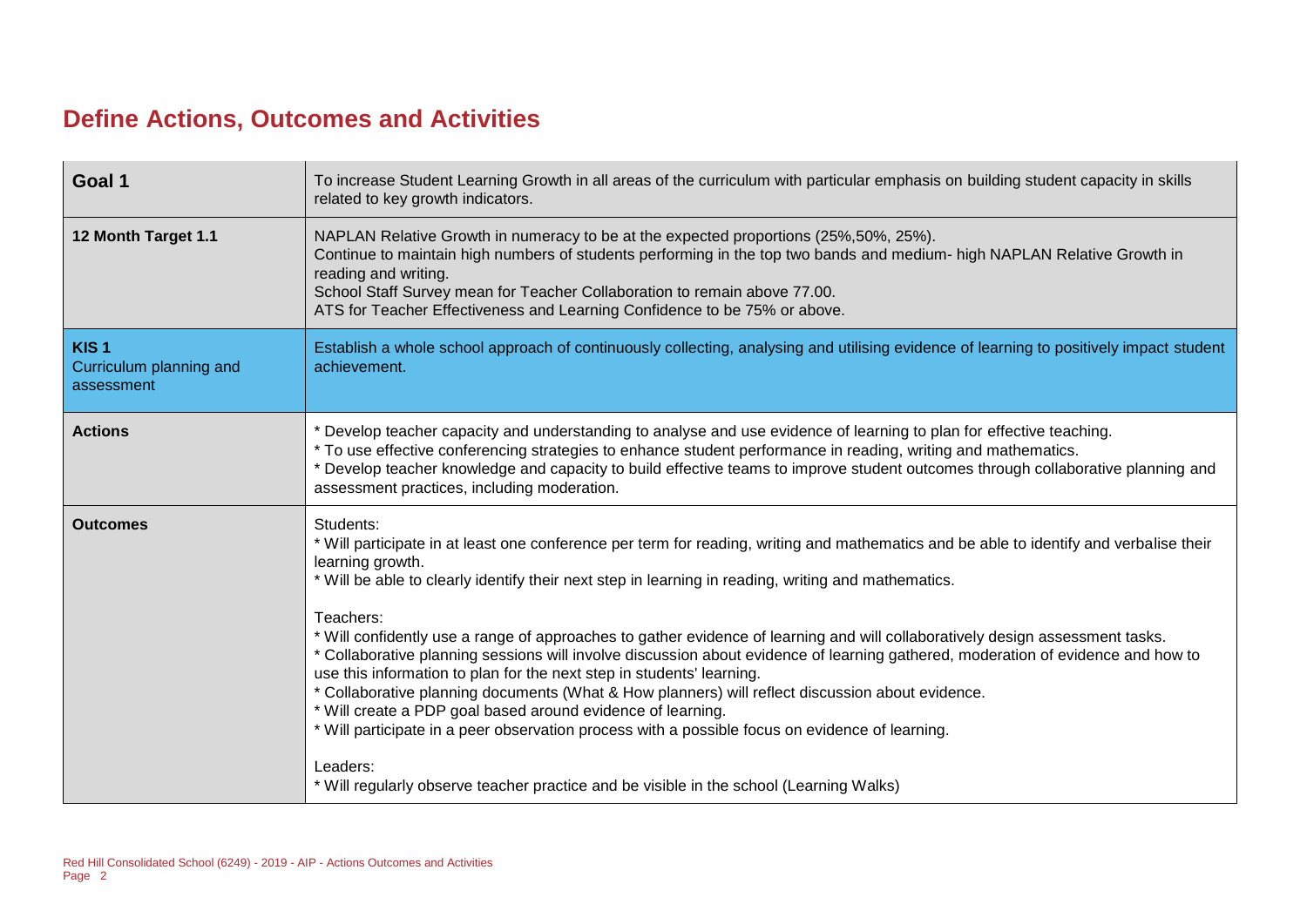## Define Actions, Outcomes and Activities

| Goal 1 | To increase Student Learning Growth in all areas of the curriculum with particular emphasis on building student capacity in skills related to key growth indicators. |
| --- | --- |
| **12 Month Target 1.1** | NAPLAN Relative Growth in numeracy to be at the expected proportions (25%,50%, 25%).<br>Continue to maintain high numbers of students performing in the top two bands and medium- high NAPLAN Relative Growth in reading and writing.<br>School Staff Survey mean for Teacher Collaboration to remain above 77.00.<br>ATS for Teacher Effectiveness and Learning Confidence to be 75% or above. |
| **KIS 1**<br>Curriculum planning and assessment | Establish a whole school approach of continuously collecting, analysing and utilising evidence of learning to positively impact student achievement. |
| **Actions** | * Develop teacher capacity and understanding to analyse and use evidence of learning to plan for effective teaching.<br>* To use effective conferencing strategies to enhance student performance in reading, writing and mathematics.<br>* Develop teacher knowledge and capacity to build effective teams to improve student outcomes through collaborative planning and assessment practices, including moderation. |
| **Outcomes** | Students:<br>* Will participate in at least one conference per term for reading, writing and mathematics and be able to identify and verbalise their learning growth.<br>* Will be able to clearly identify their next step in learning in reading, writing and mathematics.<br><br>Teachers:<br>* Will confidently use a range of approaches to gather evidence of learning and will collaboratively design assessment tasks.<br>* Collaborative planning sessions will involve discussion about evidence of learning gathered, moderation of evidence and how to use this information to plan for the next step in students' learning.<br>* Collaborative planning documents (What & How planners) will reflect discussion about evidence.<br>* Will create a PDP goal based around evidence of learning.<br>* Will participate in a peer observation process with a possible focus on evidence of learning.<br><br>Leaders:<br>* Will regularly observe teacher practice and be visible in the school (Learning Walks) |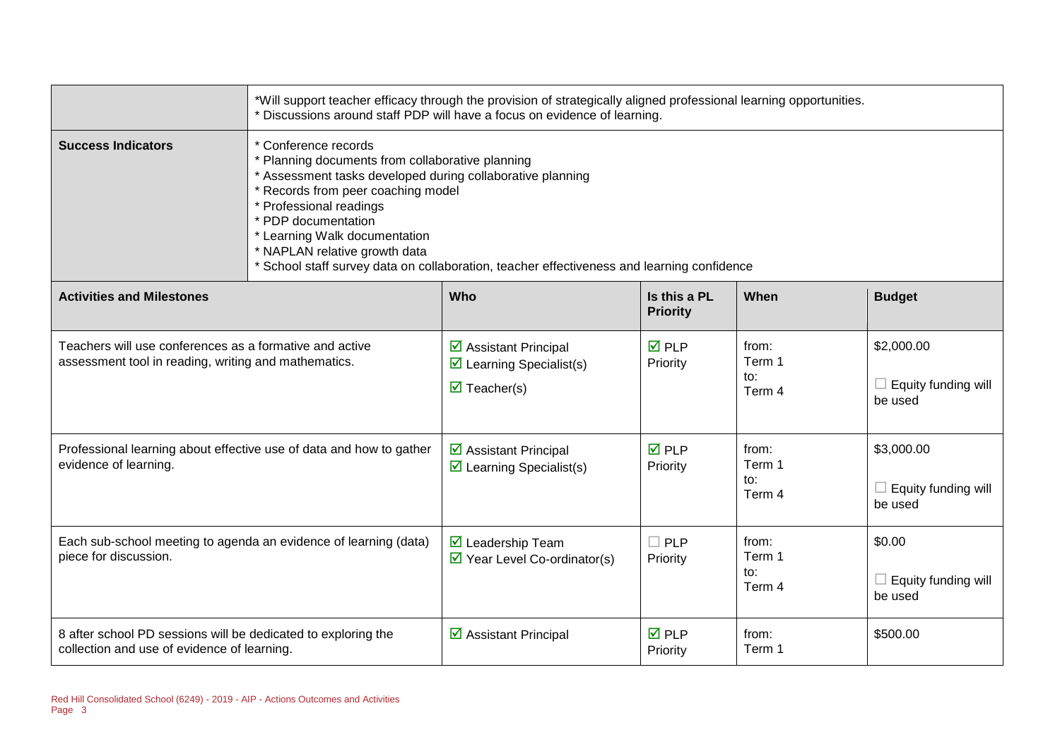| | |
|---|---|
| | *Will support teacher efficacy through the provision of strategically aligned professional learning opportunities.<br>* Discussions around staff PDP will have a focus on evidence of learning. |
| **Success Indicators** | * Conference records<br>* Planning documents from collaborative planning<br>* Assessment tasks developed during collaborative planning<br>* Records from peer coaching model<br>* Professional readings<br>* PDP documentation<br>* Learning Walk documentation<br>* NAPLAN relative growth data<br>* School staff survey data on collaboration, teacher effectiveness and learning confidence |

| **Activities and Milestones** | **Who** | **Is this a PL Priority** | **When** | **Budget** |
|---|---|---|---|---|
| Teachers will use conferences as a formative and active assessment tool in reading, writing and mathematics. | ☑ Assistant Principal<br>☑ Learning Specialist(s)<br>☑ Teacher(s) | ☑ PLP Priority | from: Term 1<br>to: Term 4 | $2,000.00<br>☐ Equity funding will be used |
| Professional learning about effective use of data and how to gather evidence of learning. | ☑ Assistant Principal<br>☑ Learning Specialist(s) | ☑ PLP Priority | from: Term 1<br>to: Term 4 | $3,000.00<br>☐ Equity funding will be used |
| Each sub-school meeting to agenda an evidence of learning (data) piece for discussion. | ☑ Leadership Team<br>☑ Year Level Co-ordinator(s) | ☐ PLP Priority | from: Term 1<br>to: Term 4 | $0.00<br>☐ Equity funding will be used |
| 8 after school PD sessions will be dedicated to exploring the collection and use of evidence of learning. | ☑ Assistant Principal | ☑ PLP Priority | from: Term 1 | $500.00 |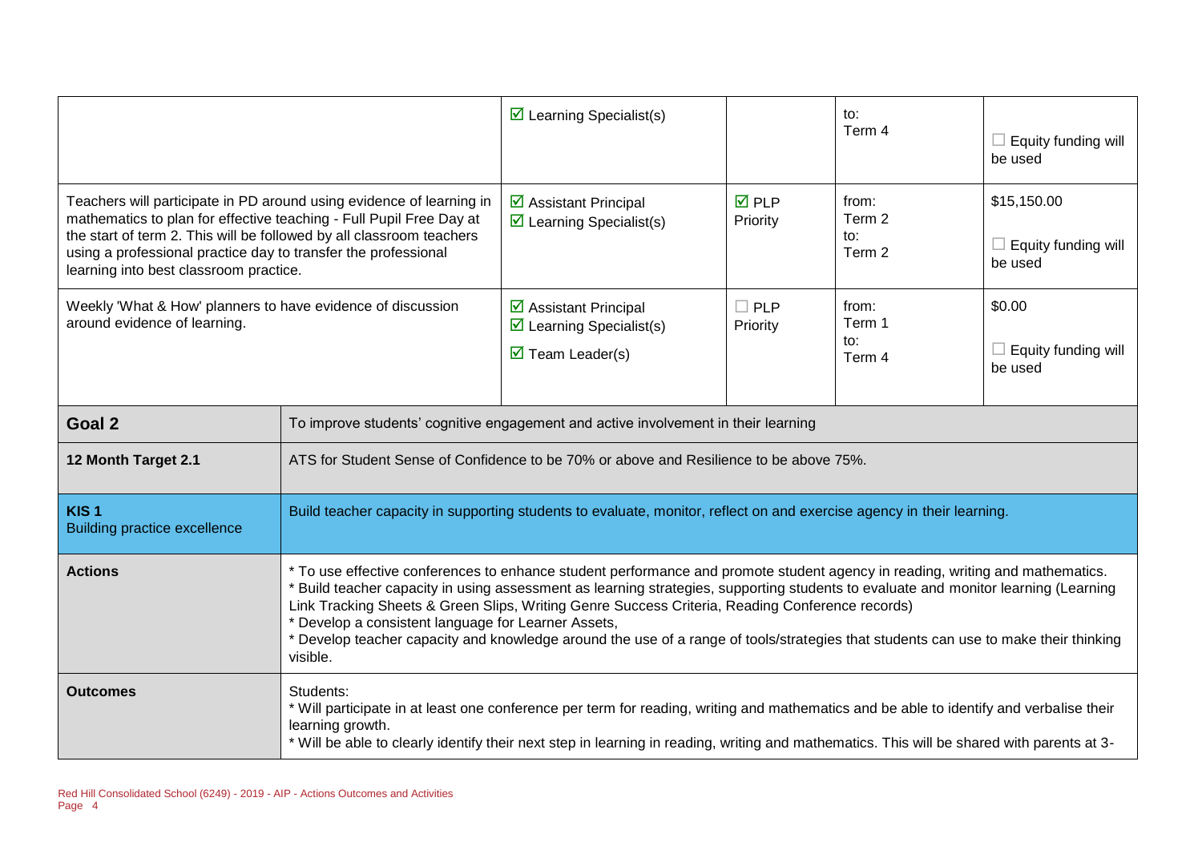| | | | | |
|---|---|---|---|---|
| | ☑ Learning Specialist(s) | | to:<br>Term 4 | ☐ Equity funding will be used |
| Teachers will participate in PD around using evidence of learning in mathematics to plan for effective teaching - Full Pupil Free Day at the start of term 2. This will be followed by all classroom teachers using a professional practice day to transfer the professional learning into best classroom practice. | ☑ Assistant Principal<br>☑ Learning Specialist(s) | ☑ PLP Priority | from:<br>Term 2<br>to:<br>Term 2 | $15,150.00<br>☐ Equity funding will be used |
| Weekly 'What & How' planners to have evidence of discussion around evidence of learning. | ☑ Assistant Principal<br>☑ Learning Specialist(s)<br>☑ Team Leader(s) | ☐ PLP Priority | from:<br>Term 1<br>to:<br>Term 4 | $0.00<br>☐ Equity funding will be used |

| | |
|---|---|
| **Goal 2** | To improve students' cognitive engagement and active involvement in their learning |
| **12 Month Target 2.1** | ATS for Student Sense of Confidence to be 70% or above and Resilience to be above 75%. |
| **KIS 1**<br>Building practice excellence | Build teacher capacity in supporting students to evaluate, monitor, reflect on and exercise agency in their learning. |
| **Actions** | * To use effective conferences to enhance student performance and promote student agency in reading, writing and mathematics.<br>* Build teacher capacity in using assessment as learning strategies, supporting students to evaluate and monitor learning (Learning Link Tracking Sheets & Green Slips, Writing Genre Success Criteria, Reading Conference records)<br>* Develop a consistent language for Learner Assets,<br>* Develop teacher capacity and knowledge around the use of a range of tools/strategies that students can use to make their thinking visible. |
| **Outcomes** | Students:<br>* Will participate in at least one conference per term for reading, writing and mathematics and be able to identify and verbalise their learning growth.<br>* Will be able to clearly identify their next step in learning in reading, writing and mathematics. This will be shared with parents at 3- |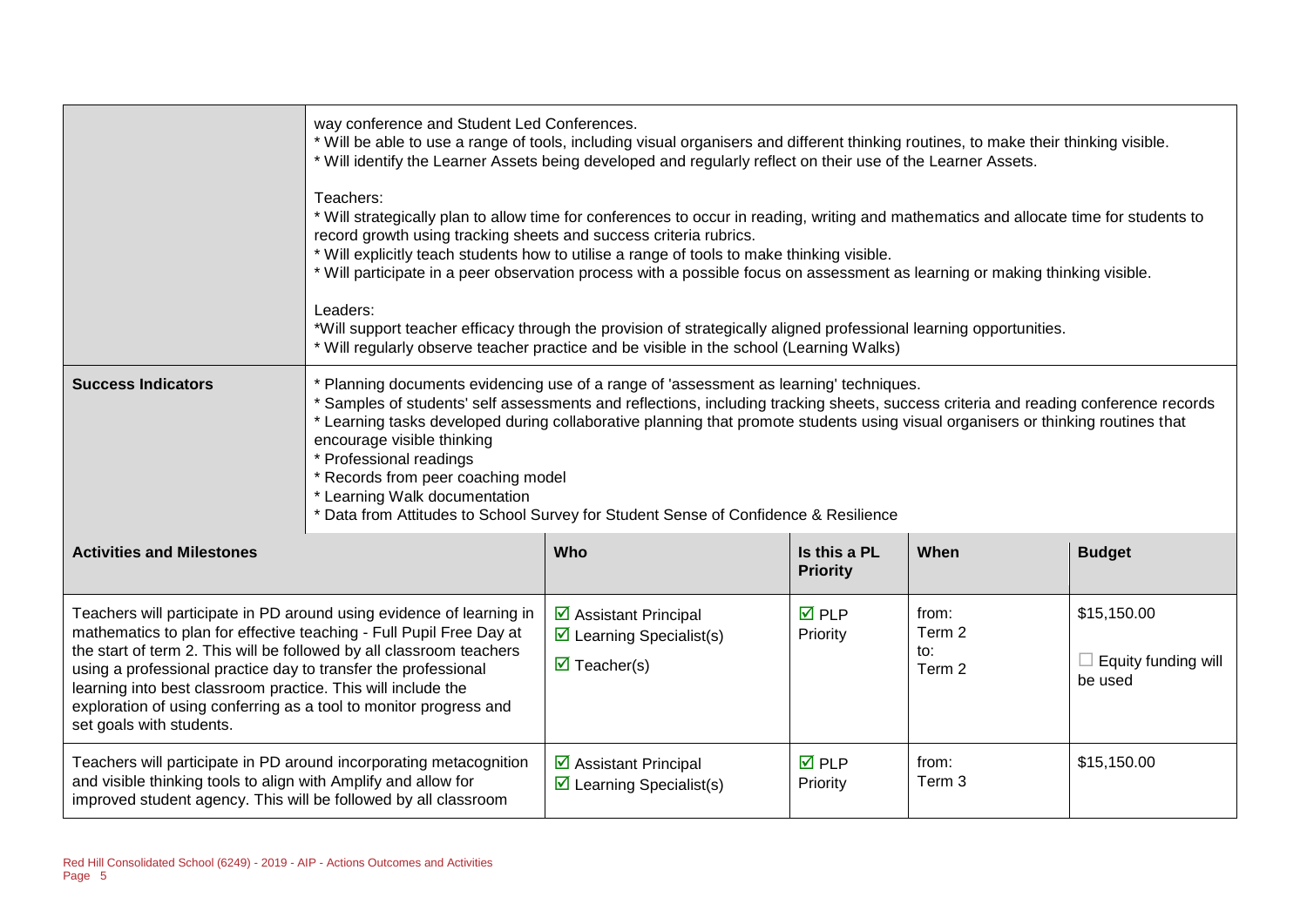| | |
|---|---|
| | way conference and Student Led Conferences.<br>* Will be able to use a range of tools, including visual organisers and different thinking routines, to make their thinking visible.<br>* Will identify the Learner Assets being developed and regularly reflect on their use of the Learner Assets.<br><br>Teachers:<br>* Will strategically plan to allow time for conferences to occur in reading, writing and mathematics and allocate time for students to record growth using tracking sheets and success criteria rubrics.<br>* Will explicitly teach students how to utilise a range of tools to make thinking visible.<br>* Will participate in a peer observation process with a possible focus on assessment as learning or making thinking visible.<br><br>Leaders:<br>*Will support teacher efficacy through the provision of strategically aligned professional learning opportunities.<br>* Will regularly observe teacher practice and be visible in the school (Learning Walks) |
| **Success Indicators** | * Planning documents evidencing use of a range of 'assessment as learning' techniques.<br>* Samples of students' self assessments and reflections, including tracking sheets, success criteria and reading conference records<br>* Learning tasks developed during collaborative planning that promote students using visual organisers or thinking routines that encourage visible thinking<br>* Professional readings<br>* Records from peer coaching model<br>* Learning Walk documentation<br>* Data from Attitudes to School Survey for Student Sense of Confidence & Resilience |

| Activities and Milestones | Who | Is this a PL Priority | When | Budget |
|---|---|---|---|---|
| Teachers will participate in PD around using evidence of learning in mathematics to plan for effective teaching - Full Pupil Free Day at the start of term 2. This will be followed by all classroom teachers using a professional practice day to transfer the professional learning into best classroom practice. This will include the exploration of using conferring as a tool to monitor progress and set goals with students. | ☑ Assistant Principal<br>☑ Learning Specialist(s)<br>☑ Teacher(s) | ☑ PLP Priority | from:<br>Term 2<br>to:<br>Term 2 | $15,150.00<br><br>☐ Equity funding will be used |
| Teachers will participate in PD around incorporating metacognition and visible thinking tools to align with Amplify and allow for improved student agency. This will be followed by all classroom | ☑ Assistant Principal<br>☑ Learning Specialist(s) | ☑ PLP Priority | from:<br>Term 3 | $15,150.00 |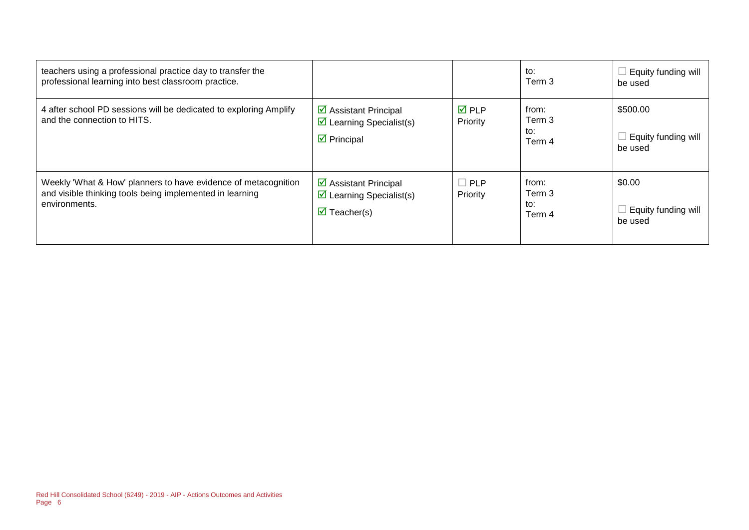| | | | | |
|---|---|---|---|---|
| teachers using a professional practice day to transfer the professional learning into best classroom practice. | | | to:<br>Term 3 | ☐ Equity funding will be used |
| 4 after school PD sessions will be dedicated to exploring Amplify and the connection to HITS. | ☑ Assistant Principal<br>☑ Learning Specialist(s)<br>☑ Principal | ☑ PLP Priority | from:<br>Term 3<br>to:<br>Term 4 | $500.00<br><br>☐ Equity funding will be used |
| Weekly 'What & How' planners to have evidence of metacognition and visible thinking tools being implemented in learning environments. | ☑ Assistant Principal<br>☑ Learning Specialist(s)<br>☑ Teacher(s) | ☐ PLP Priority | from:<br>Term 3<br>to:<br>Term 4 | $0.00<br><br>☐ Equity funding will be used |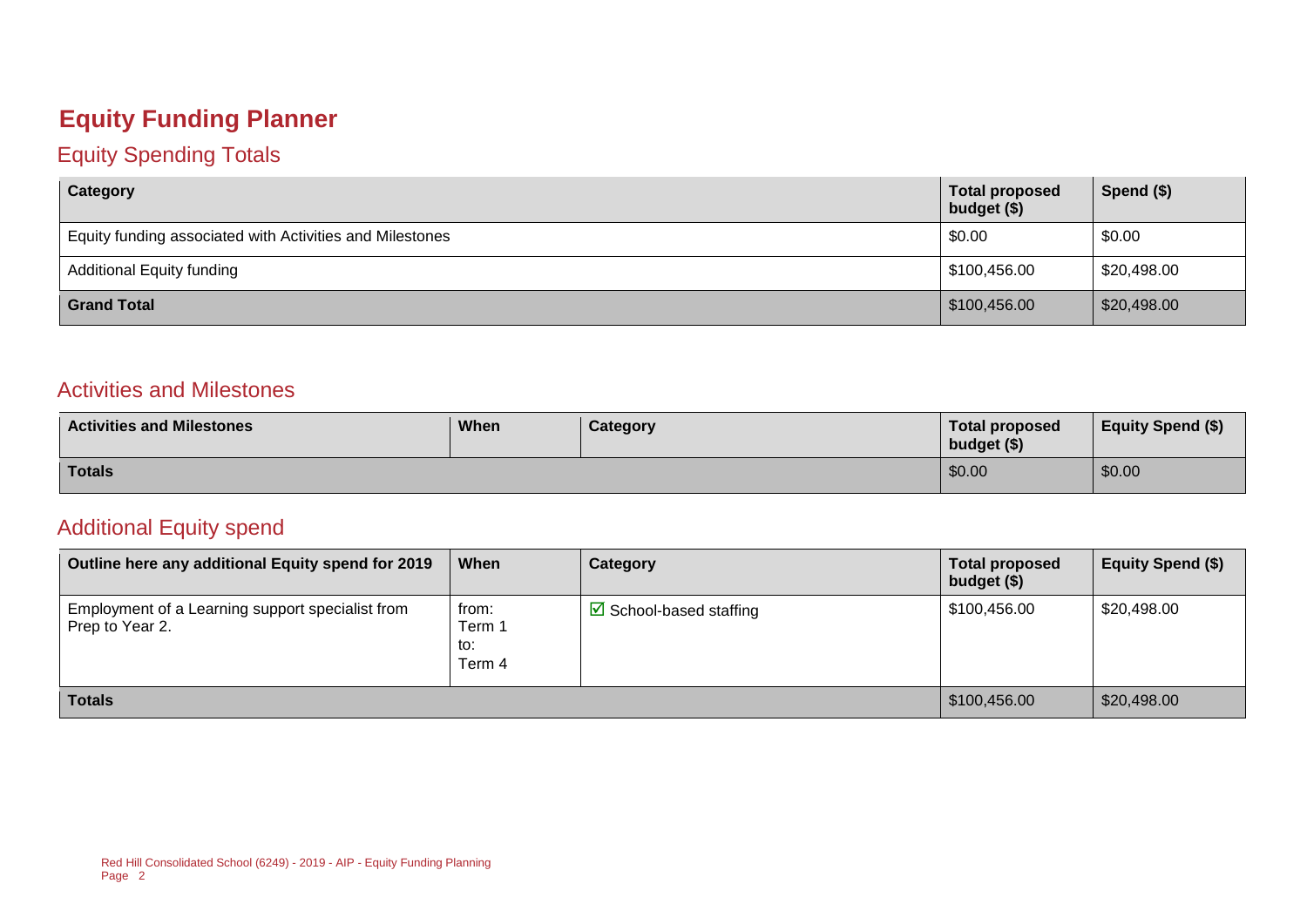# Equity Funding Planner

## Equity Spending Totals

| Category | Total proposed budget ($) | Spend ($) |
|---|---|---|
| Equity funding associated with Activities and Milestones | $0.00 | $0.00 |
| Additional Equity funding | $100,456.00 | $20,498.00 |
| **Grand Total** | $100,456.00 | $20,498.00 |

## Activities and Milestones

| Activities and Milestones | When | Category | Total proposed budget ($) | Equity Spend ($) |
|---|---|---|---|---|
| **Totals** | | | $0.00 | $0.00 |

## Additional Equity spend

| Outline here any additional Equity spend for 2019 | When | Category | Total proposed budget ($) | Equity Spend ($) |
|---|---|---|---|---|
| Employment of a Learning support specialist from Prep to Year 2. | from: Term 1 to: Term 4 | ☑ School-based staffing | $100,456.00 | $20,498.00 |
| **Totals** | | | $100,456.00 | $20,498.00 |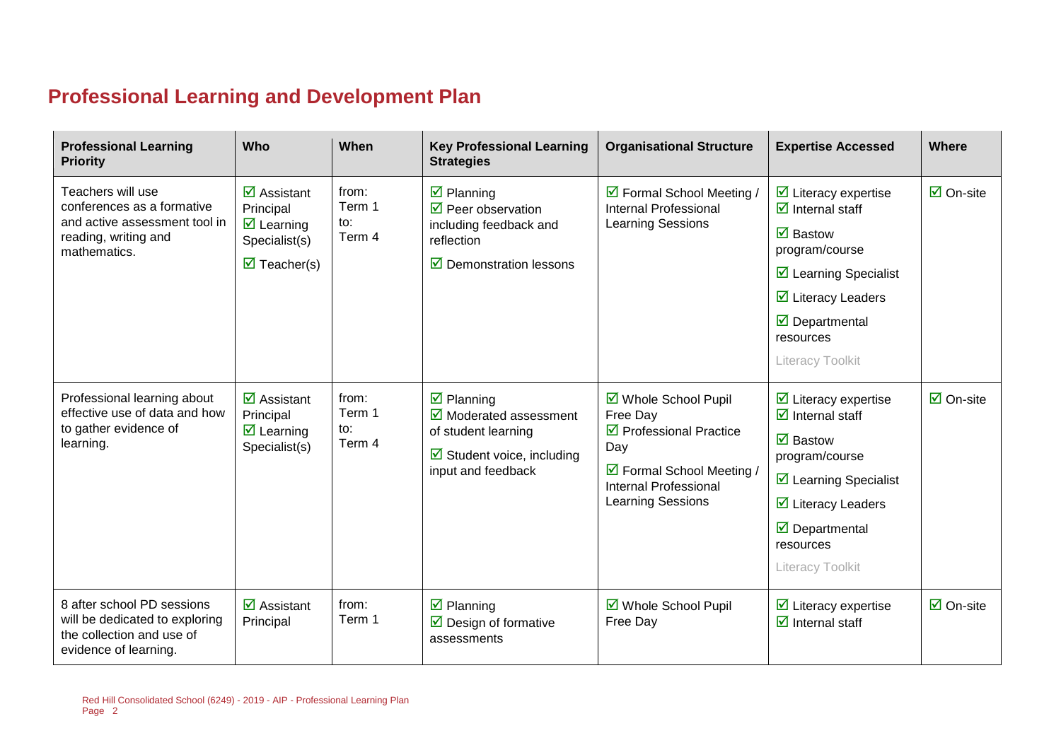## Professional Learning and Development Plan

| Professional Learning Priority | Who | When | Key Professional Learning Strategies | Organisational Structure | Expertise Accessed | Where |
|---|---|---|---|---|---|---|
| Teachers will use conferences as a formative and active assessment tool in reading, writing and mathematics. | ☑ Assistant Principal<br>☑ Learning Specialist(s)<br>☑ Teacher(s) | from: Term 1<br>to: Term 4 | ☑ Planning<br>☑ Peer observation including feedback and reflection<br>☑ Demonstration lessons | ☑ Formal School Meeting / Internal Professional Learning Sessions | ☑ Literacy expertise<br>☑ Internal staff<br>☑ Bastow program/course<br>☑ Learning Specialist<br>☑ Literacy Leaders<br>☑ Departmental resources<br>Literacy Toolkit | ☑ On-site |
| Professional learning about effective use of data and how to gather evidence of learning. | ☑ Assistant Principal<br>☑ Learning Specialist(s) | from: Term 1<br>to: Term 4 | ☑ Planning<br>☑ Moderated assessment of student learning<br>☑ Student voice, including input and feedback | ☑ Whole School Pupil Free Day<br>☑ Professional Practice Day<br>☑ Formal School Meeting / Internal Professional Learning Sessions | ☑ Literacy expertise<br>☑ Internal staff<br>☑ Bastow program/course<br>☑ Learning Specialist<br>☑ Literacy Leaders<br>☑ Departmental resources<br>Literacy Toolkit | ☑ On-site |
| 8 after school PD sessions will be dedicated to exploring the collection and use of evidence of learning. | ☑ Assistant Principal | from: Term 1 | ☑ Planning<br>☑ Design of formative assessments | ☑ Whole School Pupil Free Day | ☑ Literacy expertise<br>☑ Internal staff | ☑ On-site |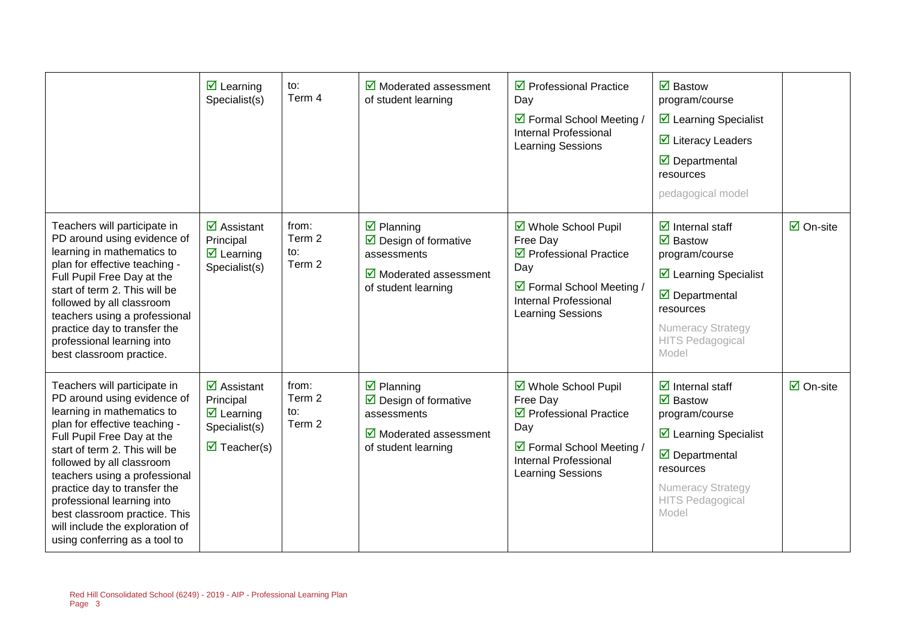| | | | | | | |
|---|---|---|---|---|---|---|
| | ☑ Learning Specialist(s) | to: Term 4 | ☑ Moderated assessment of student learning | ☑ Professional Practice Day<br>☑ Formal School Meeting / Internal Professional Learning Sessions | ☑ Bastow program/course<br>☑ Learning Specialist<br>☑ Literacy Leaders<br>☑ Departmental resources<br>pedagogical model | |
| Teachers will participate in PD around using evidence of learning in mathematics to plan for effective teaching - Full Pupil Free Day at the start of term 2. This will be followed by all classroom teachers using a professional practice day to transfer the professional learning into best classroom practice. | ☑ Assistant Principal<br>☑ Learning Specialist(s) | from: Term 2<br>to: Term 2 | ☑ Planning<br>☑ Design of formative assessments<br>☑ Moderated assessment of student learning | ☑ Whole School Pupil Free Day<br>☑ Professional Practice Day<br>☑ Formal School Meeting / Internal Professional Learning Sessions | ☑ Internal staff<br>☑ Bastow program/course<br>☑ Learning Specialist<br>☑ Departmental resources<br>Numeracy Strategy HITS Pedagogical Model | ☑ On-site |
| Teachers will participate in PD around using evidence of learning in mathematics to plan for effective teaching - Full Pupil Free Day at the start of term 2. This will be followed by all classroom teachers using a professional practice day to transfer the professional learning into best classroom practice. This will include the exploration of using conferring as a tool to | ☑ Assistant Principal<br>☑ Learning Specialist(s)<br>☑ Teacher(s) | from: Term 2<br>to: Term 2 | ☑ Planning<br>☑ Design of formative assessments<br>☑ Moderated assessment of student learning | ☑ Whole School Pupil Free Day<br>☑ Professional Practice Day<br>☑ Formal School Meeting / Internal Professional Learning Sessions | ☑ Internal staff<br>☑ Bastow program/course<br>☑ Learning Specialist<br>☑ Departmental resources<br>Numeracy Strategy HITS Pedagogical Model | ☑ On-site |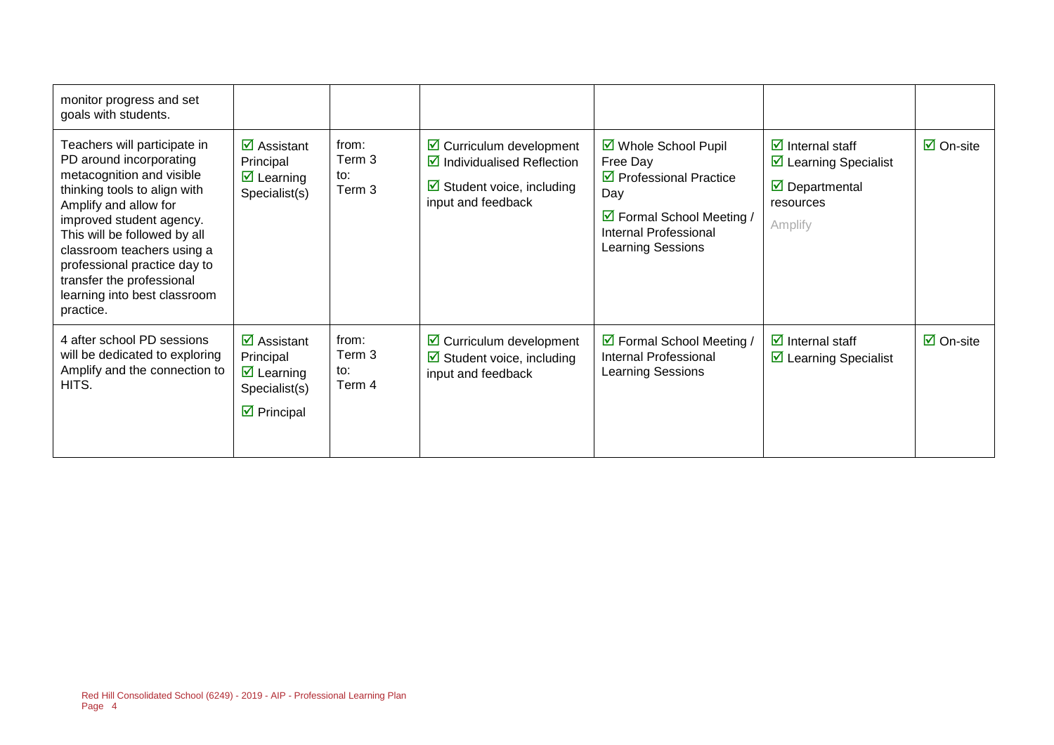| | | | | | | |
|---|---|---|---|---|---|---|
| monitor progress and set goals with students. | | | | | | |
| Teachers will participate in PD around incorporating metacognition and visible thinking tools to align with Amplify and allow for improved student agency. This will be followed by all classroom teachers using a professional practice day to transfer the professional learning into best classroom practice. | ☑ Assistant Principal<br>☑ Learning Specialist(s) | from:<br>Term 3<br>to:<br>Term 3 | ☑ Curriculum development<br>☑ Individualised Reflection<br>☑ Student voice, including input and feedback | ☑ Whole School Pupil Free Day<br>☑ Professional Practice Day<br>☑ Formal School Meeting / Internal Professional Learning Sessions | ☑ Internal staff<br>☑ Learning Specialist<br>☑ Departmental resources<br>Amplify | ☑ On-site |
| 4 after school PD sessions will be dedicated to exploring Amplify and the connection to HITS. | ☑ Assistant Principal<br>☑ Learning Specialist(s)<br>☑ Principal | from:<br>Term 3<br>to:<br>Term 4 | ☑ Curriculum development<br>☑ Student voice, including input and feedback | ☑ Formal School Meeting / Internal Professional Learning Sessions | ☑ Internal staff<br>☑ Learning Specialist | ☑ On-site |